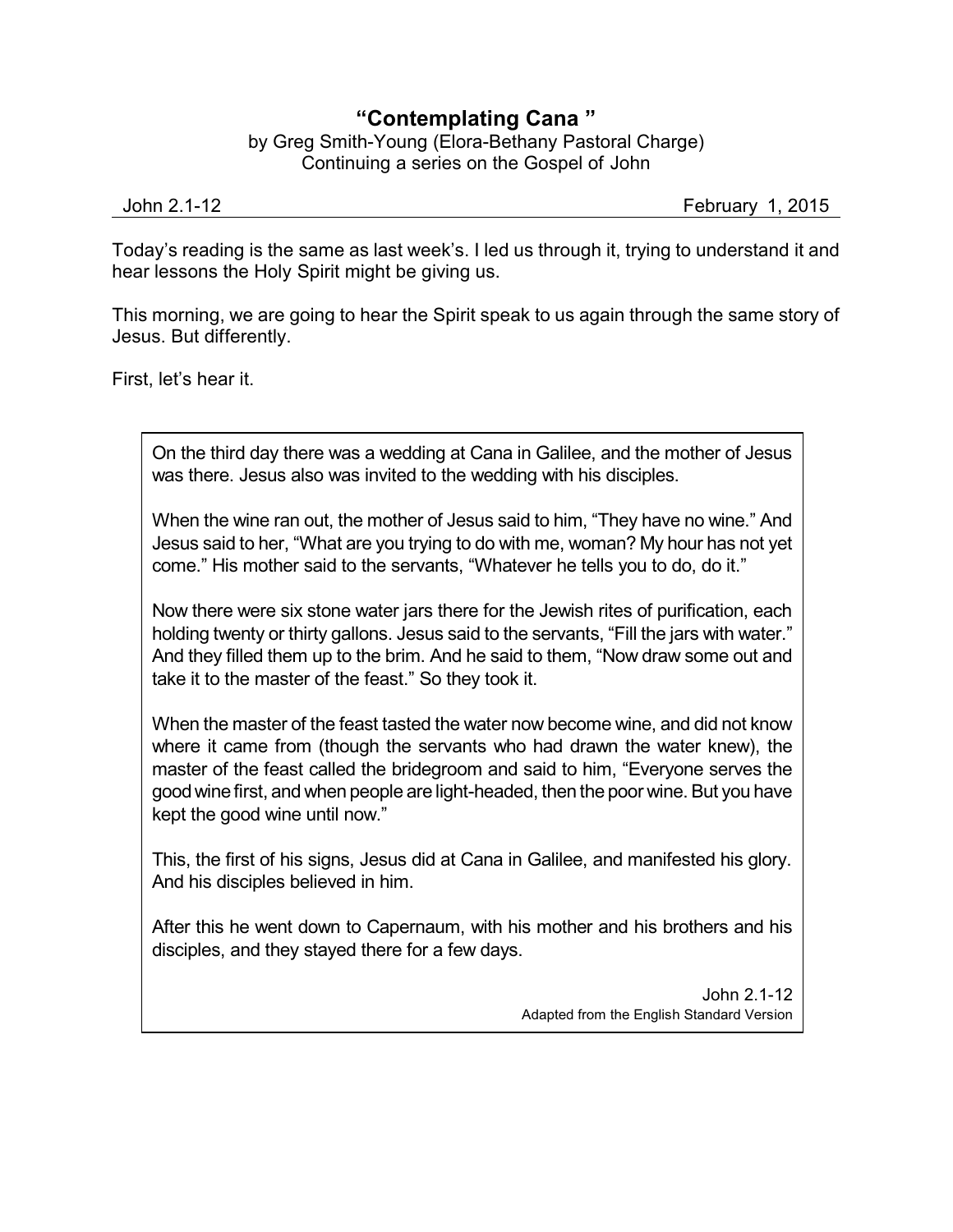# "Contemplating Cana "

by Greg Smith-Young (Elora-Bethany Pastoral Charge)
Continuing a series on the Gospel of John

John 2.1-12 February 1, 2015

Today's reading is the same as last week's. I led us through it, trying to understand it and hear lessons the Holy Spirit might be giving us.

This morning, we are going to hear the Spirit speak to us again through the same story of Jesus. But differently.

First, let's hear it.

> On the third day there was a wedding at Cana in Galilee, and the mother of Jesus was there. Jesus also was invited to the wedding with his disciples.
>
> When the wine ran out, the mother of Jesus said to him, "They have no wine." And Jesus said to her, "What are you trying to do with me, woman? My hour has not yet come." His mother said to the servants, "Whatever he tells you to do, do it."
>
> Now there were six stone water jars there for the Jewish rites of purification, each holding twenty or thirty gallons. Jesus said to the servants, "Fill the jars with water." And they filled them up to the brim. And he said to them, "Now draw some out and take it to the master of the feast." So they took it.
>
> When the master of the feast tasted the water now become wine, and did not know where it came from (though the servants who had drawn the water knew), the master of the feast called the bridegroom and said to him, "Everyone serves the good wine first, and when people are light-headed, then the poor wine. But you have kept the good wine until now."
>
> This, the first of his signs, Jesus did at Cana in Galilee, and manifested his glory. And his disciples believed in him.
>
> After this he went down to Capernaum, with his mother and his brothers and his disciples, and they stayed there for a few days.
>
> John 2.1-12
> Adapted from the English Standard Version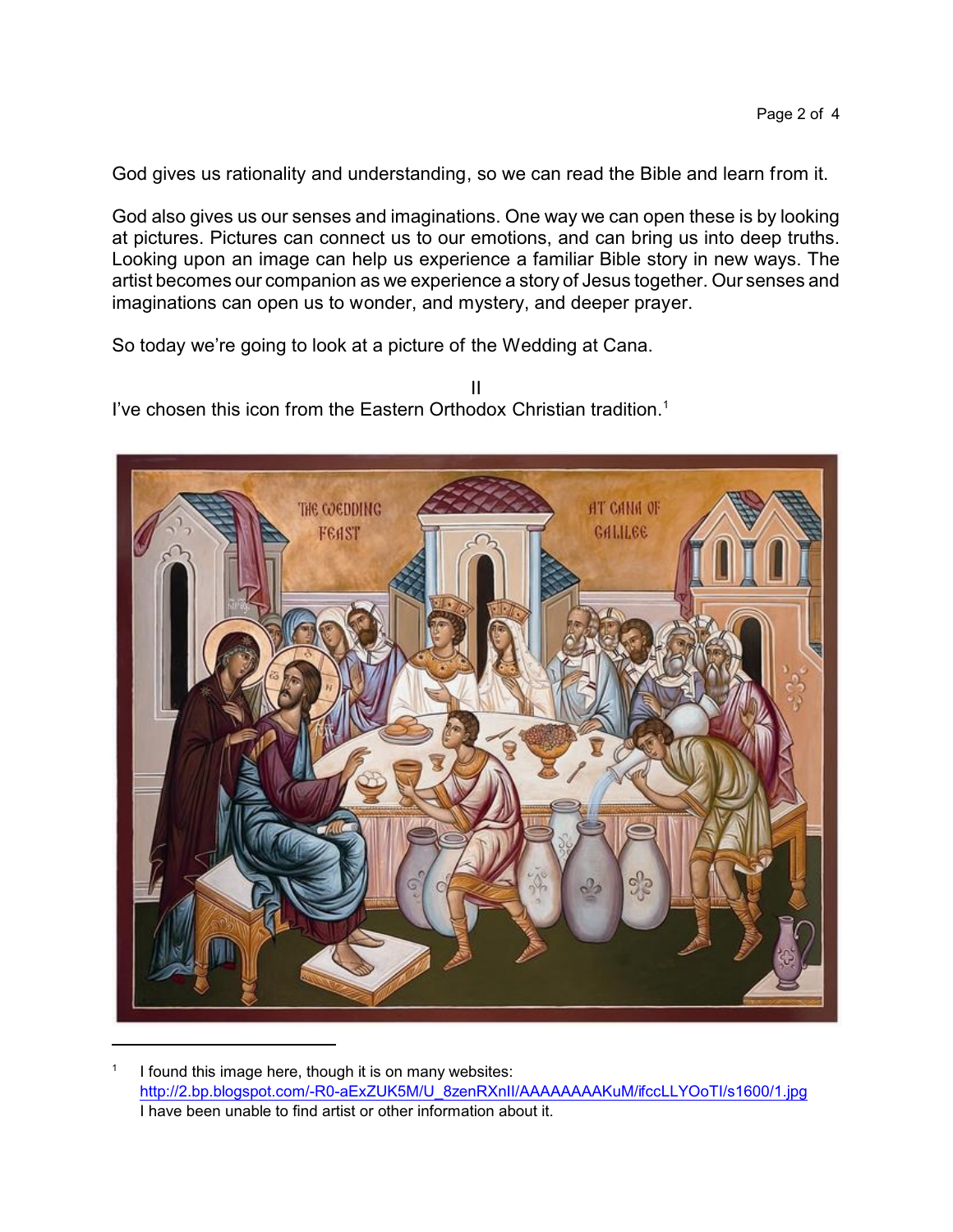God gives us rationality and understanding, so we can read the Bible and learn from it.

God also gives us our senses and imaginations. One way we can open these is by looking at pictures. Pictures can connect us to our emotions, and can bring us into deep truths. Looking upon an image can help us experience a familiar Bible story in new ways. The artist becomes our companion as we experience a story of Jesus together. Our senses and imaginations can open us to wonder, and mystery, and deeper prayer.

So today we're going to look at a picture of the Wedding at Cana.

II

I've chosen this icon from the Eastern Orthodox Christian tradition.[1]

[1] I found this image here, though it is on many websites: http://2.bp.blogspot.com/-R0-aExZUK5M/U_8zenRXnII/AAAAAAAAKuM/ifccLLYOoTI/s1600/1.jpg I have been unable to find artist or other information about it.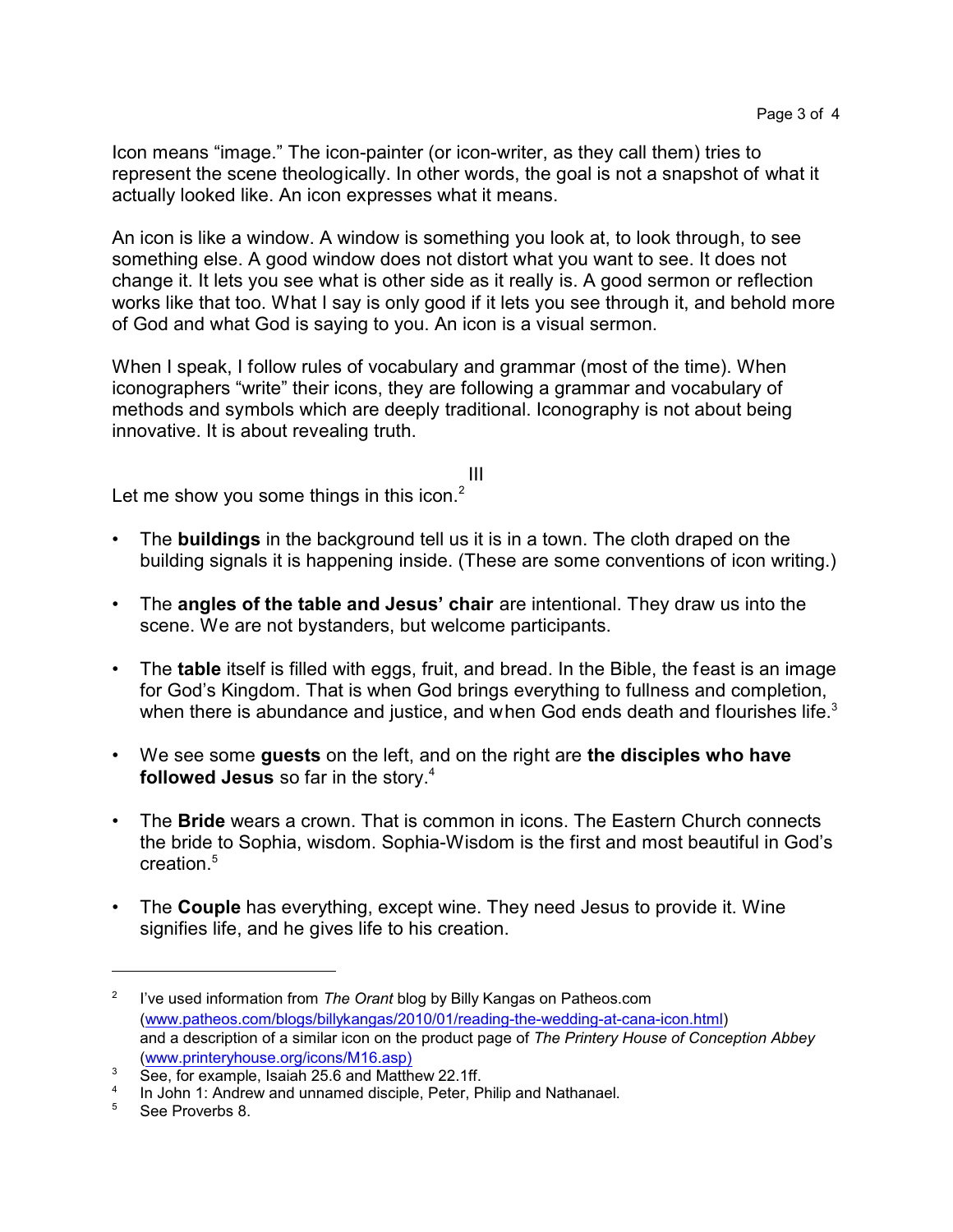Icon means “image.” The icon-painter (or icon-writer, as they call them) tries to represent the scene theologically. In other words, the goal is not a snapshot of what it actually looked like. An icon expresses what it means.

An icon is like a window. A window is something you look at, to look through, to see something else. A good window does not distort what you want to see. It does not change it. It lets you see what is other side as it really is. A good sermon or reflection works like that too. What I say is only good if it lets you see through it, and behold more of God and what God is saying to you. An icon is a visual sermon.

When I speak, I follow rules of vocabulary and grammar (most of the time). When iconographers “write” their icons, they are following a grammar and vocabulary of methods and symbols which are deeply traditional. Iconography is not about being innovative. It is about revealing truth.

## III

Let me show you some things in this icon.[2]

- The **buildings** in the background tell us it is in a town. The cloth draped on the building signals it is happening inside. (These are some conventions of icon writing.)
- The **angles of the table and Jesus’ chair** are intentional. They draw us into the scene. We are not bystanders, but welcome participants.
- The **table** itself is filled with eggs, fruit, and bread. In the Bible, the feast is an image for God’s Kingdom. That is when God brings everything to fullness and completion, when there is abundance and justice, and when God ends death and flourishes life.[3]
- We see some **guests** on the left, and on the right are **the disciples who have followed Jesus** so far in the story.[4]
- The **Bride** wears a crown. That is common in icons. The Eastern Church connects the bride to Sophia, wisdom. Sophia-Wisdom is the first and most beautiful in God’s creation.[5]
- The **Couple** has everything, except wine. They need Jesus to provide it. Wine signifies life, and he gives life to his creation.

---

[2] I’ve used information from *The Orant* blog by Billy Kangas on Patheos.com (www.patheos.com/blogs/billykangas/2010/01/reading-the-wedding-at-cana-icon.html) and a description of a similar icon on the product page of *The Printery House of Conception Abbey* (www.printeryhouse.org/icons/M16.asp)

[3] See, for example, Isaiah 25.6 and Matthew 22.1ff.

[4] In John 1: Andrew and unnamed disciple, Peter, Philip and Nathanael.

[5] See Proverbs 8.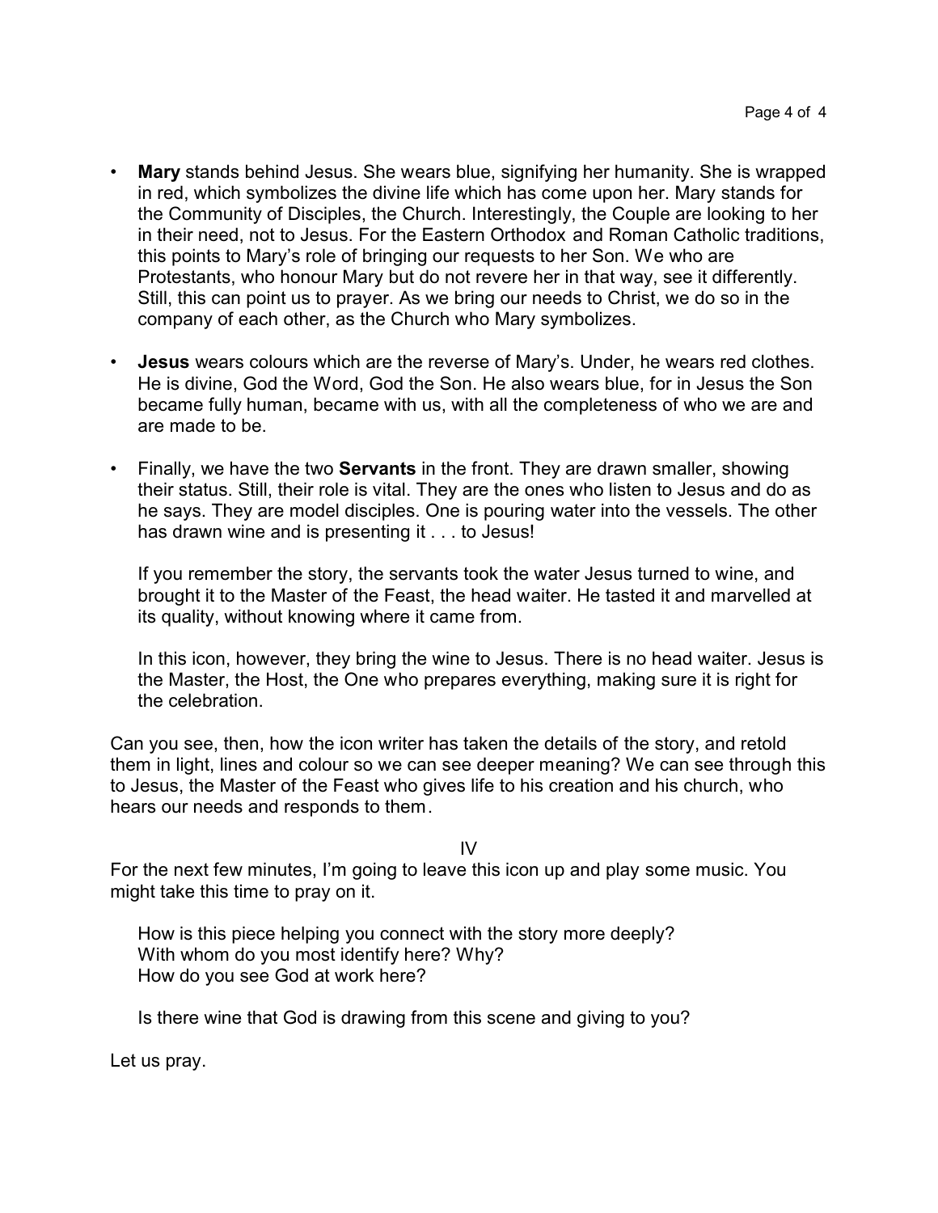- **Mary** stands behind Jesus. She wears blue, signifying her humanity. She is wrapped in red, which symbolizes the divine life which has come upon her. Mary stands for the Community of Disciples, the Church. Interestingly, the Couple are looking to her in their need, not to Jesus. For the Eastern Orthodox and Roman Catholic traditions, this points to Mary's role of bringing our requests to her Son. We who are Protestants, who honour Mary but do not revere her in that way, see it differently. Still, this can point us to prayer. As we bring our needs to Christ, we do so in the company of each other, as the Church who Mary symbolizes.

- **Jesus** wears colours which are the reverse of Mary's. Under, he wears red clothes. He is divine, God the Word, God the Son. He also wears blue, for in Jesus the Son became fully human, became with us, with all the completeness of who we are and are made to be.

- Finally, we have the two **Servants** in the front. They are drawn smaller, showing their status. Still, their role is vital. They are the ones who listen to Jesus and do as he says. They are model disciples. One is pouring water into the vessels. The other has drawn wine and is presenting it . . . to Jesus!

  If you remember the story, the servants took the water Jesus turned to wine, and brought it to the Master of the Feast, the head waiter. He tasted it and marvelled at its quality, without knowing where it came from.

  In this icon, however, they bring the wine to Jesus. There is no head waiter. Jesus is the Master, the Host, the One who prepares everything, making sure it is right for the celebration.

Can you see, then, how the icon writer has taken the details of the story, and retold them in light, lines and colour so we can see deeper meaning? We can see through this to Jesus, the Master of the Feast who gives life to his creation and his church, who hears our needs and responds to them.

IV

For the next few minutes, I'm going to leave this icon up and play some music. You might take this time to pray on it.

> How is this piece helping you connect with the story more deeply?
> With whom do you most identify here? Why?
> How do you see God at work here?
>
> Is there wine that God is drawing from this scene and giving to you?

Let us pray.